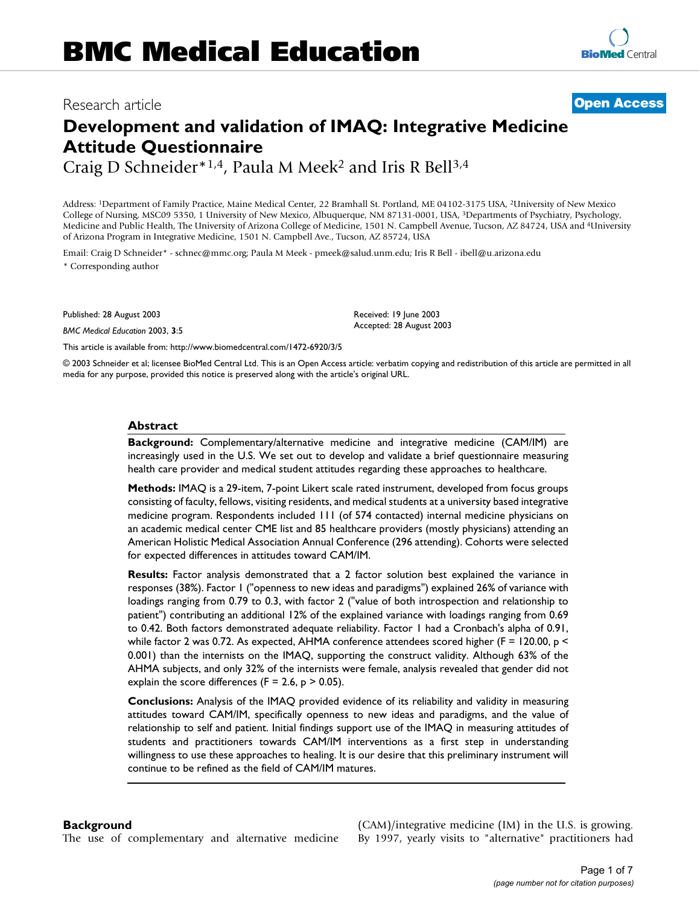# BMC Medical Education

Research article

**Open Access**

## Development and validation of IMAQ: Integrative Medicine Attitude Questionnaire

Craig D Schneider*[1,4], Paula M Meek[2] and Iris R Bell[3,4]

Address: [1]Department of Family Practice, Maine Medical Center, 22 Bramhall St. Portland, ME 04102-3175 USA, [2]University of New Mexico College of Nursing, MSC09 5350, 1 University of New Mexico, Albuquerque, NM 87131-0001, USA, [3]Departments of Psychiatry, Psychology, Medicine and Public Health, The University of Arizona College of Medicine, 1501 N. Campbell Avenue, Tucson, AZ 84724, USA and [4]University of Arizona Program in Integrative Medicine, 1501 N. Campbell Ave., Tucson, AZ 85724, USA

Email: Craig D Schneider* - schnec@mmc.org; Paula M Meek - pmeek@salud.unm.edu; Iris R Bell - ibell@u.arizona.edu

\* Corresponding author

Published: 28 August 2003

*BMC Medical Education* 2003, **3**:5

Received: 19 June 2003
Accepted: 28 August 2003

This article is available from: http://www.biomedcentral.com/1472-6920/3/5

© 2003 Schneider et al; licensee BioMed Central Ltd. This is an Open Access article: verbatim copying and redistribution of this article are permitted in all media for any purpose, provided this notice is preserved along with the article's original URL.

### Abstract

**Background:** Complementary/alternative medicine and integrative medicine (CAM/IM) are increasingly used in the U.S. We set out to develop and validate a brief questionnaire measuring health care provider and medical student attitudes regarding these approaches to healthcare.

**Methods:** IMAQ is a 29-item, 7-point Likert scale rated instrument, developed from focus groups consisting of faculty, fellows, visiting residents, and medical students at a university based integrative medicine program. Respondents included 111 (of 574 contacted) internal medicine physicians on an academic medical center CME list and 85 healthcare providers (mostly physicians) attending an American Holistic Medical Association Annual Conference (296 attending). Cohorts were selected for expected differences in attitudes toward CAM/IM.

**Results:** Factor analysis demonstrated that a 2 factor solution best explained the variance in responses (38%). Factor 1 ("openness to new ideas and paradigms") explained 26% of variance with loadings ranging from 0.79 to 0.3, with factor 2 ("value of both introspection and relationship to patient") contributing an additional 12% of the explained variance with loadings ranging from 0.69 to 0.42. Both factors demonstrated adequate reliability. Factor 1 had a Cronbach's alpha of 0.91, while factor 2 was 0.72. As expected, AHMA conference attendees scored higher ($F = 120.00$, $p < 0.001$) than the internists on the IMAQ, supporting the construct validity. Although 63% of the AHMA subjects, and only 32% of the internists were female, analysis revealed that gender did not explain the score differences ($F = 2.6$, $p > 0.05$).

**Conclusions:** Analysis of the IMAQ provided evidence of its reliability and validity in measuring attitudes toward CAM/IM, specifically openness to new ideas and paradigms, and the value of relationship to self and patient. Initial findings support use of the IMAQ in measuring attitudes of students and practitioners towards CAM/IM interventions as a first step in understanding willingness to use these approaches to healing. It is our desire that this preliminary instrument will continue to be refined as the field of CAM/IM matures.

## Background

The use of complementary and alternative medicine (CAM)/integrative medicine (IM) in the U.S. is growing. By 1997, yearly visits to "alternative" practitioners had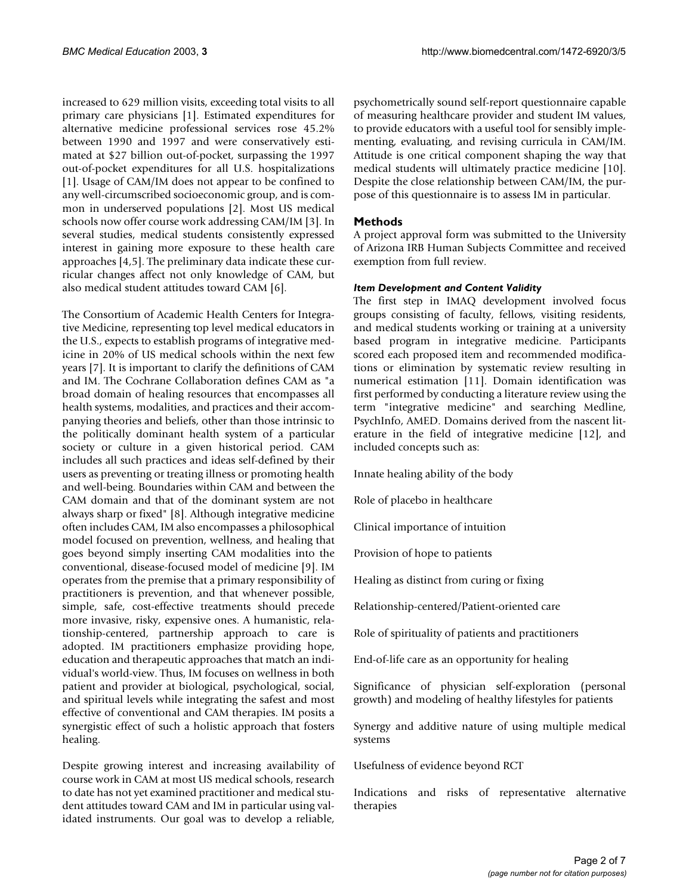increased to 629 million visits, exceeding total visits to all primary care physicians [1]. Estimated expenditures for alternative medicine professional services rose 45.2% between 1990 and 1997 and were conservatively estimated at $27 billion out-of-pocket, surpassing the 1997 out-of-pocket expenditures for all U.S. hospitalizations [1]. Usage of CAM/IM does not appear to be confined to any well-circumscribed socioeconomic group, and is common in underserved populations [2]. Most US medical schools now offer course work addressing CAM/IM [3]. In several studies, medical students consistently expressed interest in gaining more exposure to these health care approaches [4,5]. The preliminary data indicate these curricular changes affect not only knowledge of CAM, but also medical student attitudes toward CAM [6].

The Consortium of Academic Health Centers for Integrative Medicine, representing top level medical educators in the U.S., expects to establish programs of integrative medicine in 20% of US medical schools within the next few years [7]. It is important to clarify the definitions of CAM and IM. The Cochrane Collaboration defines CAM as "a broad domain of healing resources that encompasses all health systems, modalities, and practices and their accompanying theories and beliefs, other than those intrinsic to the politically dominant health system of a particular society or culture in a given historical period. CAM includes all such practices and ideas self-defined by their users as preventing or treating illness or promoting health and well-being. Boundaries within CAM and between the CAM domain and that of the dominant system are not always sharp or fixed" [8]. Although integrative medicine often includes CAM, IM also encompasses a philosophical model focused on prevention, wellness, and healing that goes beyond simply inserting CAM modalities into the conventional, disease-focused model of medicine [9]. IM operates from the premise that a primary responsibility of practitioners is prevention, and that whenever possible, simple, safe, cost-effective treatments should precede more invasive, risky, expensive ones. A humanistic, relationship-centered, partnership approach to care is adopted. IM practitioners emphasize providing hope, education and therapeutic approaches that match an individual's world-view. Thus, IM focuses on wellness in both patient and provider at biological, psychological, social, and spiritual levels while integrating the safest and most effective of conventional and CAM therapies. IM posits a synergistic effect of such a holistic approach that fosters healing.

Despite growing interest and increasing availability of course work in CAM at most US medical schools, research to date has not yet examined practitioner and medical student attitudes toward CAM and IM in particular using validated instruments. Our goal was to develop a reliable, psychometrically sound self-report questionnaire capable of measuring healthcare provider and student IM values, to provide educators with a useful tool for sensibly implementing, evaluating, and revising curricula in CAM/IM. Attitude is one critical component shaping the way that medical students will ultimately practice medicine [10]. Despite the close relationship between CAM/IM, the purpose of this questionnaire is to assess IM in particular.

## Methods

A project approval form was submitted to the University of Arizona IRB Human Subjects Committee and received exemption from full review.

### *Item Development and Content Validity*

The first step in IMAQ development involved focus groups consisting of faculty, fellows, visiting residents, and medical students working or training at a university based program in integrative medicine. Participants scored each proposed item and recommended modifications or elimination by systematic review resulting in numerical estimation [11]. Domain identification was first performed by conducting a literature review using the term "integrative medicine" and searching Medline, PsychInfo, AMED. Domains derived from the nascent literature in the field of integrative medicine [12], and included concepts such as:

Innate healing ability of the body

Role of placebo in healthcare

Clinical importance of intuition

Provision of hope to patients

Healing as distinct from curing or fixing

Relationship-centered/Patient-oriented care

Role of spirituality of patients and practitioners

End-of-life care as an opportunity for healing

Significance of physician self-exploration (personal growth) and modeling of healthy lifestyles for patients

Synergy and additive nature of using multiple medical systems

Usefulness of evidence beyond RCT

Indications and risks of representative alternative therapies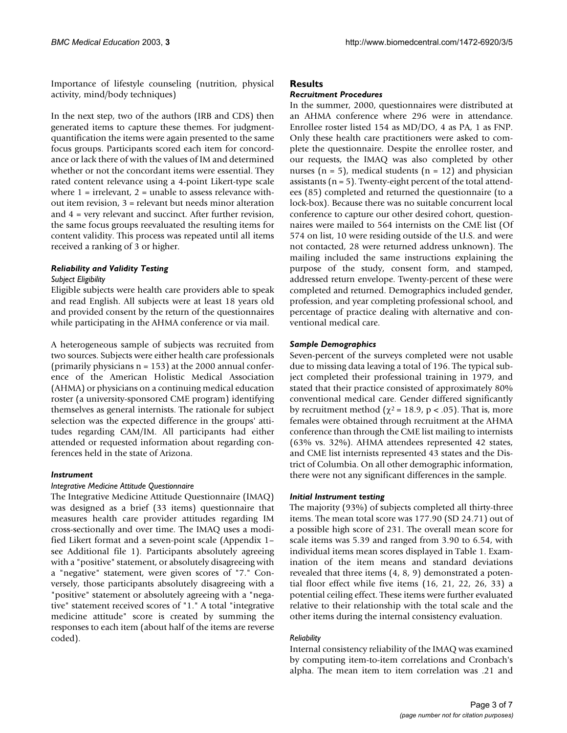Importance of lifestyle counseling (nutrition, physical activity, mind/body techniques)

In the next step, two of the authors (IRB and CDS) then generated items to capture these themes. For judgment-quantification the items were again presented to the same focus groups. Participants scored each item for concordance or lack there of with the values of IM and determined whether or not the concordant items were essential. They rated content relevance using a 4-point Likert-type scale where 1 = irrelevant, 2 = unable to assess relevance without item revision, 3 = relevant but needs minor alteration and 4 = very relevant and succinct. After further revision, the same focus groups reevaluated the resulting items for content validity. This process was repeated until all items received a ranking of 3 or higher.

### *Reliability and Validity Testing*

#### *Subject Eligibility*

Eligible subjects were health care providers able to speak and read English. All subjects were at least 18 years old and provided consent by the return of the questionnaires while participating in the AHMA conference or via mail.

A heterogeneous sample of subjects was recruited from two sources. Subjects were either health care professionals (primarily physicians n = 153) at the 2000 annual conference of the American Holistic Medical Association (AHMA) or physicians on a continuing medical education roster (a university-sponsored CME program) identifying themselves as general internists. The rationale for subject selection was the expected difference in the groups' attitudes regarding CAM/IM. All participants had either attended or requested information about regarding conferences held in the state of Arizona.

### *Instrument*

#### *Integrative Medicine Attitude Questionnaire*

The Integrative Medicine Attitude Questionnaire (IMAQ) was designed as a brief (33 items) questionnaire that measures health care provider attitudes regarding IM cross-sectionally and over time. The IMAQ uses a modified Likert format and a seven-point scale (Appendix 1– see Additional file 1). Participants absolutely agreeing with a "positive" statement, or absolutely disagreeing with a "negative" statement, were given scores of "7." Conversely, those participants absolutely disagreeing with a "positive" statement or absolutely agreeing with a "negative" statement received scores of "1." A total "integrative medicine attitude" score is created by summing the responses to each item (about half of the items are reverse coded).

## Results

### *Recruitment Procedures*

In the summer, 2000, questionnaires were distributed at an AHMA conference where 296 were in attendance. Enrollee roster listed 154 as MD/DO, 4 as PA, 1 as FNP. Only these health care practitioners were asked to complete the questionnaire. Despite the enrollee roster, and our requests, the IMAQ was also completed by other nurses (n = 5), medical students (n = 12) and physician assistants (n = 5). Twenty-eight percent of the total attendees (85) completed and returned the questionnaire (to a lock-box). Because there was no suitable concurrent local conference to capture our other desired cohort, questionnaires were mailed to 564 internists on the CME list (Of 574 on list, 10 were residing outside of the U.S. and were not contacted, 28 were returned address unknown). The mailing included the same instructions explaining the purpose of the study, consent form, and stamped, addressed return envelope. Twenty-percent of these were completed and returned. Demographics included gender, profession, and year completing professional school, and percentage of practice dealing with alternative and conventional medical care.

### *Sample Demographics*

Seven-percent of the surveys completed were not usable due to missing data leaving a total of 196. The typical subject completed their professional training in 1979, and stated that their practice consisted of approximately 80% conventional medical care. Gender differed significantly by recruitment method ($\chi^2 = 18.9$, $p < .05$). That is, more females were obtained through recruitment at the AHMA conference than through the CME list mailing to internists (63% vs. 32%). AHMA attendees represented 42 states, and CME list internists represented 43 states and the District of Columbia. On all other demographic information, there were not any significant differences in the sample.

### *Initial Instrument testing*

The majority (93%) of subjects completed all thirty-three items. The mean total score was 177.90 (SD 24.71) out of a possible high score of 231. The overall mean score for scale items was 5.39 and ranged from 3.90 to 6.54, with individual items mean scores displayed in Table 1. Examination of the item means and standard deviations revealed that three items (4, 8, 9) demonstrated a potential floor effect while five items (16, 21, 22, 26, 33) a potential ceiling effect. These items were further evaluated relative to their relationship with the total scale and the other items during the internal consistency evaluation.

#### *Reliability*

Internal consistency reliability of the IMAQ was examined by computing item-to-item correlations and Cronbach's alpha. The mean item to item correlation was .21 and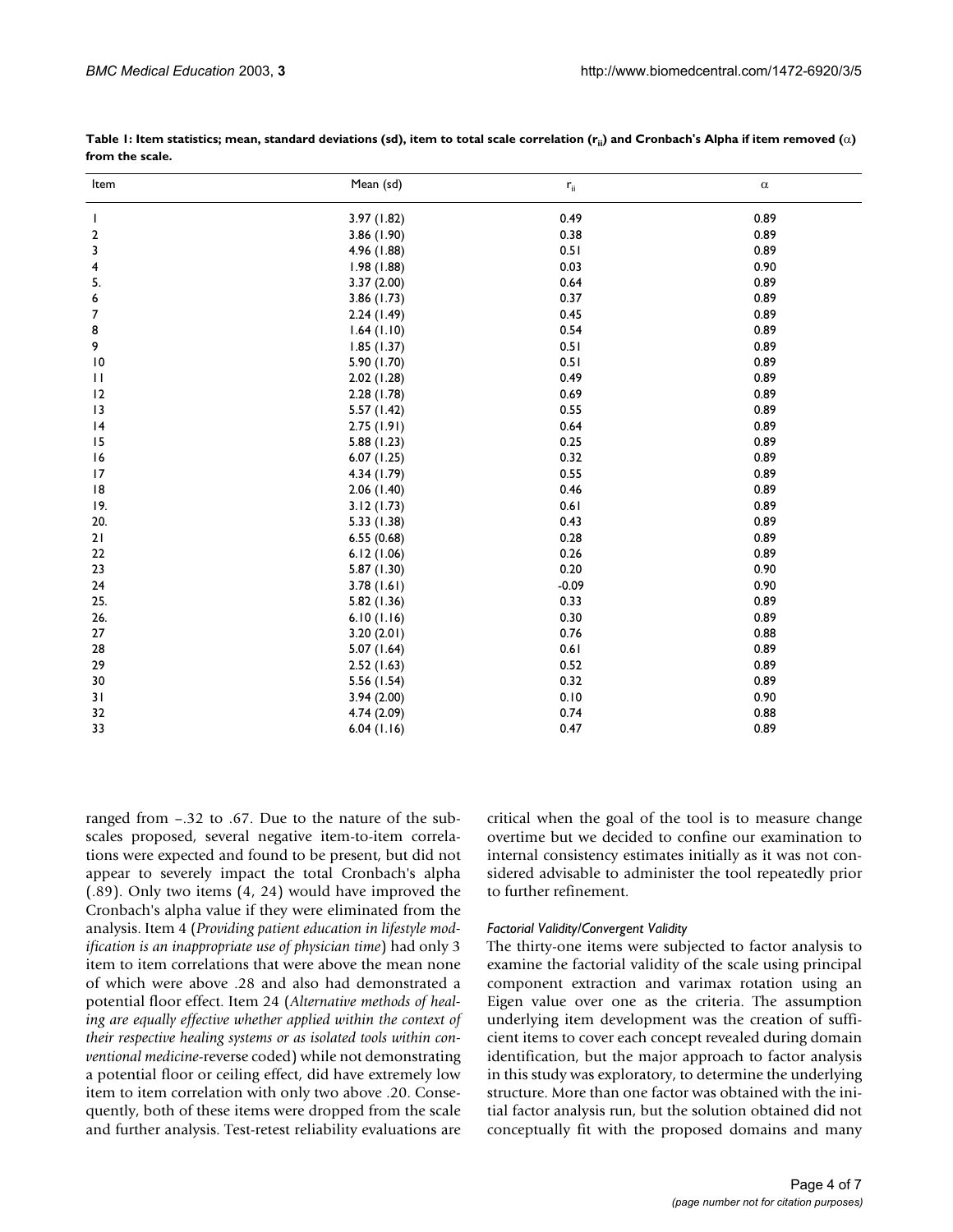**Table 1: Item statistics; mean, standard deviations (sd), item to total scale correlation ($r_{ii}$) and Cronbach's Alpha if item removed ($\alpha$) from the scale.**

| Item | Mean (sd) | $r_{ii}$ | $\alpha$ |
|---|---|---|---|
| 1 | 3.97 (1.82) | 0.49 | 0.89 |
| 2 | 3.86 (1.90) | 0.38 | 0.89 |
| 3 | 4.96 (1.88) | 0.51 | 0.89 |
| 4 | 1.98 (1.88) | 0.03 | 0.90 |
| 5. | 3.37 (2.00) | 0.64 | 0.89 |
| 6 | 3.86 (1.73) | 0.37 | 0.89 |
| 7 | 2.24 (1.49) | 0.45 | 0.89 |
| 8 | 1.64 (1.10) | 0.54 | 0.89 |
| 9 | 1.85 (1.37) | 0.51 | 0.89 |
| 10 | 5.90 (1.70) | 0.51 | 0.89 |
| 11 | 2.02 (1.28) | 0.49 | 0.89 |
| 12 | 2.28 (1.78) | 0.69 | 0.89 |
| 13 | 5.57 (1.42) | 0.55 | 0.89 |
| 14 | 2.75 (1.91) | 0.64 | 0.89 |
| 15 | 5.88 (1.23) | 0.25 | 0.89 |
| 16 | 6.07 (1.25) | 0.32 | 0.89 |
| 17 | 4.34 (1.79) | 0.55 | 0.89 |
| 18 | 2.06 (1.40) | 0.46 | 0.89 |
| 19. | 3.12 (1.73) | 0.61 | 0.89 |
| 20. | 5.33 (1.38) | 0.43 | 0.89 |
| 21 | 6.55 (0.68) | 0.28 | 0.89 |
| 22 | 6.12 (1.06) | 0.26 | 0.89 |
| 23 | 5.87 (1.30) | 0.20 | 0.90 |
| 24 | 3.78 (1.61) | -0.09 | 0.90 |
| 25. | 5.82 (1.36) | 0.33 | 0.89 |
| 26. | 6.10 (1.16) | 0.30 | 0.89 |
| 27 | 3.20 (2.01) | 0.76 | 0.88 |
| 28 | 5.07 (1.64) | 0.61 | 0.89 |
| 29 | 2.52 (1.63) | 0.52 | 0.89 |
| 30 | 5.56 (1.54) | 0.32 | 0.89 |
| 31 | 3.94 (2.00) | 0.10 | 0.90 |
| 32 | 4.74 (2.09) | 0.74 | 0.88 |
| 33 | 6.04 (1.16) | 0.47 | 0.89 |

ranged from –.32 to .67. Due to the nature of the sub-scales proposed, several negative item-to-item correlations were expected and found to be present, but did not appear to severely impact the total Cronbach's alpha (.89). Only two items (4, 24) would have improved the Cronbach's alpha value if they were eliminated from the analysis. Item 4 (*Providing patient education in lifestyle modification is an inappropriate use of physician time*) had only 3 item to item correlations that were above the mean none of which were above .28 and also had demonstrated a potential floor effect. Item 24 (*Alternative methods of healing are equally effective whether applied within the context of their respective healing systems or as isolated tools within conventional medicine*-reverse coded) while not demonstrating a potential floor or ceiling effect, did have extremely low item to item correlation with only two above .20. Consequently, both of these items were dropped from the scale and further analysis. Test-retest reliability evaluations are critical when the goal of the tool is to measure change overtime but we decided to confine our examination to internal consistency estimates initially as it was not considered advisable to administer the tool repeatedly prior to further refinement.

#### *Factorial Validity/Convergent Validity*

The thirty-one items were subjected to factor analysis to examine the factorial validity of the scale using principal component extraction and varimax rotation using an Eigen value over one as the criteria. The assumption underlying item development was the creation of sufficient items to cover each concept revealed during domain identification, but the major approach to factor analysis in this study was exploratory, to determine the underlying structure. More than one factor was obtained with the initial factor analysis run, but the solution obtained did not conceptually fit with the proposed domains and many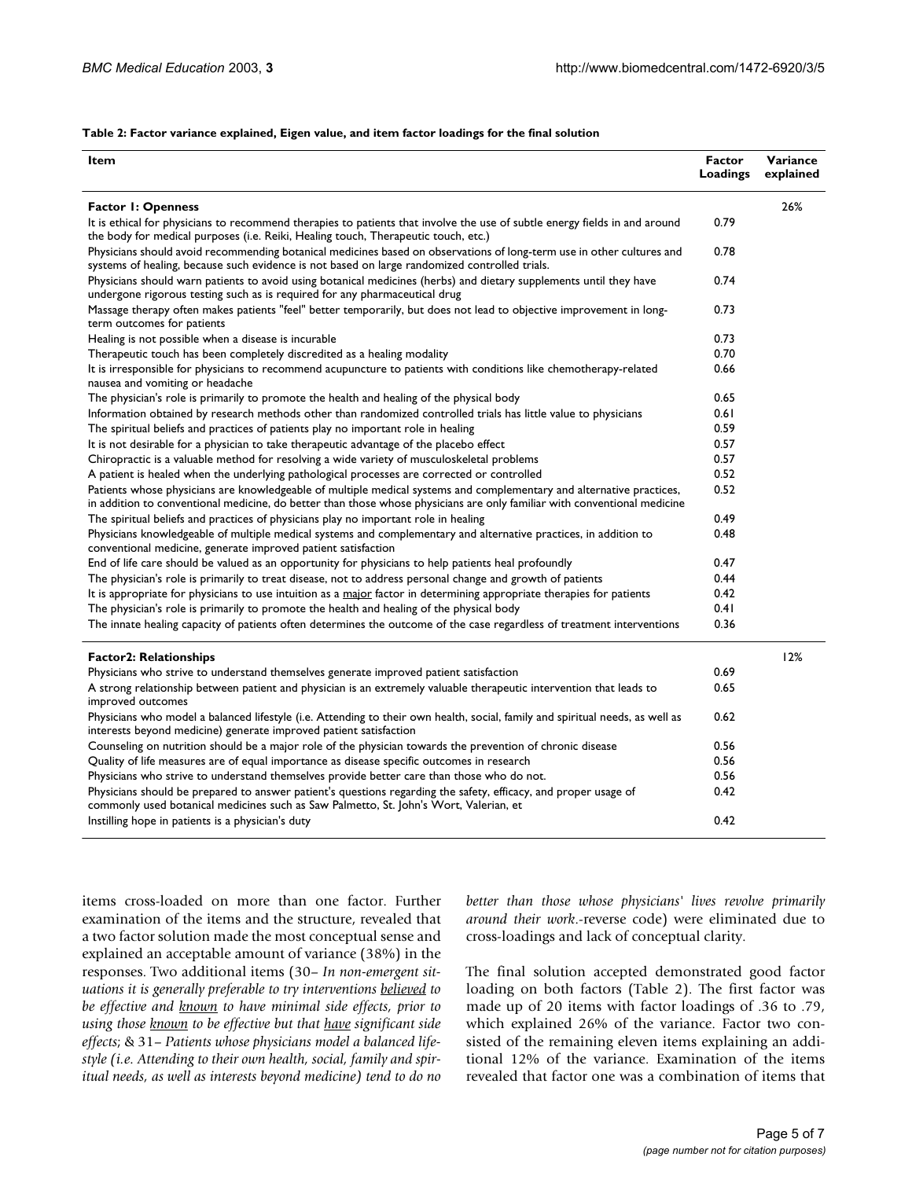**Table 2: Factor variance explained, Eigen value, and item factor loadings for the final solution**

| Item | Factor Loadings | Variance explained |
| --- | --- | --- |
| **Factor 1: Openness** | | 26% |
| It is ethical for physicians to recommend therapies to patients that involve the use of subtle energy fields in and around the body for medical purposes (i.e. Reiki, Healing touch, Therapeutic touch, etc.) | 0.79 | |
| Physicians should avoid recommending botanical medicines based on observations of long-term use in other cultures and systems of healing, because such evidence is not based on large randomized controlled trials. | 0.78 | |
| Physicians should warn patients to avoid using botanical medicines (herbs) and dietary supplements until they have undergone rigorous testing such as is required for any pharmaceutical drug | 0.74 | |
| Massage therapy often makes patients "feel" better temporarily, but does not lead to objective improvement in long-term outcomes for patients | 0.73 | |
| Healing is not possible when a disease is incurable | 0.73 | |
| Therapeutic touch has been completely discredited as a healing modality | 0.70 | |
| It is irresponsible for physicians to recommend acupuncture to patients with conditions like chemotherapy-related nausea and vomiting or headache | 0.66 | |
| The physician's role is primarily to promote the health and healing of the physical body | 0.65 | |
| Information obtained by research methods other than randomized controlled trials has little value to physicians | 0.61 | |
| The spiritual beliefs and practices of patients play no important role in healing | 0.59 | |
| It is not desirable for a physician to take therapeutic advantage of the placebo effect | 0.57 | |
| Chiropractic is a valuable method for resolving a wide variety of musculoskeletal problems | 0.57 | |
| A patient is healed when the underlying pathological processes are corrected or controlled | 0.52 | |
| Patients whose physicians are knowledgeable of multiple medical systems and complementary and alternative practices, in addition to conventional medicine, do better than those whose physicians are only familiar with conventional medicine | 0.52 | |
| The spiritual beliefs and practices of physicians play no important role in healing | 0.49 | |
| Physicians knowledgeable of multiple medical systems and complementary and alternative practices, in addition to conventional medicine, generate improved patient satisfaction | 0.48 | |
| End of life care should be valued as an opportunity for physicians to help patients heal profoundly | 0.47 | |
| The physician's role is primarily to treat disease, not to address personal change and growth of patients | 0.44 | |
| It is appropriate for physicians to use intuition as a <u>major</u> factor in determining appropriate therapies for patients | 0.42 | |
| The physician's role is primarily to promote the health and healing of the physical body | 0.41 | |
| The innate healing capacity of patients often determines the outcome of the case regardless of treatment interventions | 0.36 | |
| **Factor2: Relationships** | | 12% |
| Physicians who strive to understand themselves generate improved patient satisfaction | 0.69 | |
| A strong relationship between patient and physician is an extremely valuable therapeutic intervention that leads to improved outcomes | 0.65 | |
| Physicians who model a balanced lifestyle (i.e. Attending to their own health, social, family and spiritual needs, as well as interests beyond medicine) generate improved patient satisfaction | 0.62 | |
| Counseling on nutrition should be a major role of the physician towards the prevention of chronic disease | 0.56 | |
| Quality of life measures are of equal importance as disease specific outcomes in research | 0.56 | |
| Physicians who strive to understand themselves provide better care than those who do not. | 0.56 | |
| Physicians should be prepared to answer patient's questions regarding the safety, efficacy, and proper usage of commonly used botanical medicines such as Saw Palmetto, St. John's Wort, Valerian, et | 0.42 | |
| Instilling hope in patients is a physician's duty | 0.42 | |

items cross-loaded on more than one factor. Further examination of the items and the structure, revealed that a two factor solution made the most conceptual sense and explained an acceptable amount of variance (38%) in the responses. Two additional items (30– *In non-emergent situations it is generally preferable to try interventions <u>believed</u> to be effective and <u>known</u> to have minimal side effects, prior to using those <u>known</u> to be effective but that <u>have</u> significant side effects*; & 31– *Patients whose physicians model a balanced lifestyle (i.e. Attending to their own health, social, family and spiritual needs, as well as interests beyond medicine) tend to do no better than those whose physicians' lives revolve primarily around their work*.-reverse code) were eliminated due to cross-loadings and lack of conceptual clarity.

The final solution accepted demonstrated good factor loading on both factors (Table 2). The first factor was made up of 20 items with factor loadings of .36 to .79, which explained 26% of the variance. Factor two consisted of the remaining eleven items explaining an additional 12% of the variance. Examination of the items revealed that factor one was a combination of items that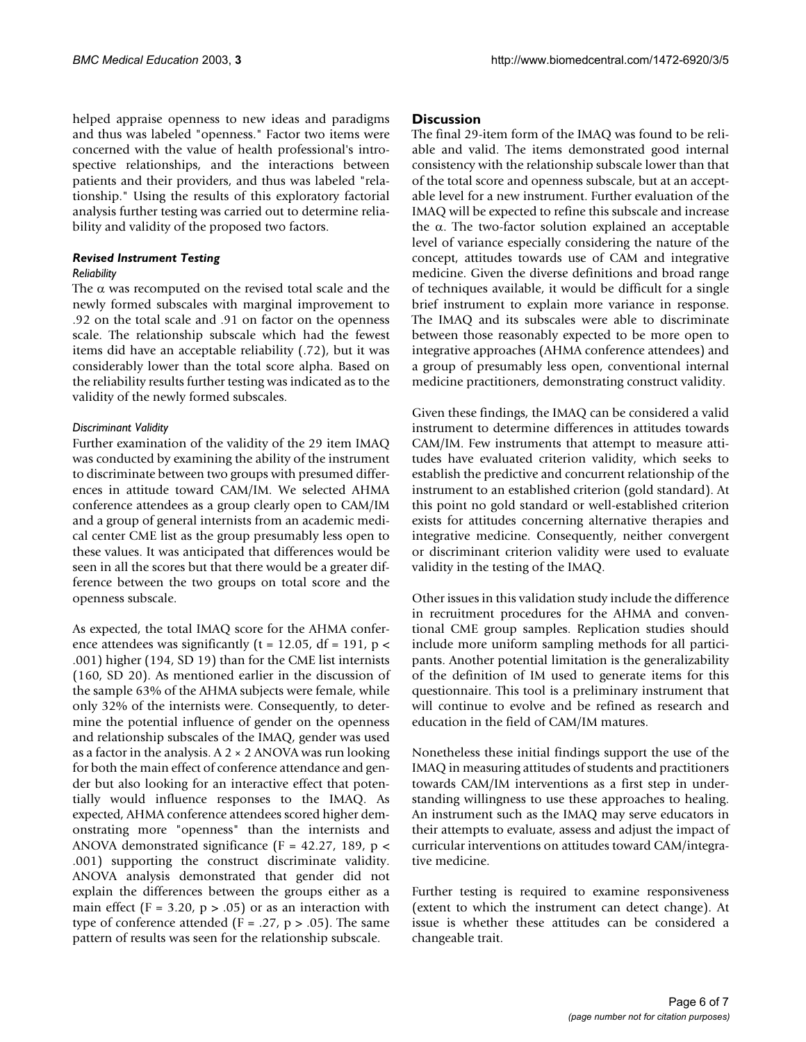helped appraise openness to new ideas and paradigms and thus was labeled "openness." Factor two items were concerned with the value of health professional's introspective relationships, and the interactions between patients and their providers, and thus was labeled "relationship." Using the results of this exploratory factorial analysis further testing was carried out to determine reliability and validity of the proposed two factors.

### *Revised Instrument Testing*

#### *Reliability*

The $\alpha$ was recomputed on the revised total scale and the newly formed subscales with marginal improvement to .92 on the total scale and .91 on factor on the openness scale. The relationship subscale which had the fewest items did have an acceptable reliability (.72), but it was considerably lower than the total score alpha. Based on the reliability results further testing was indicated as to the validity of the newly formed subscales.

#### *Discriminant Validity*

Further examination of the validity of the 29 item IMAQ was conducted by examining the ability of the instrument to discriminate between two groups with presumed differences in attitude toward CAM/IM. We selected AHMA conference attendees as a group clearly open to CAM/IM and a group of general internists from an academic medical center CME list as the group presumably less open to these values. It was anticipated that differences would be seen in all the scores but that there would be a greater difference between the two groups on total score and the openness subscale.

As expected, the total IMAQ score for the AHMA conference attendees was significantly ($t = 12.05$, $df = 191$, $p < .001$) higher (194, SD 19) than for the CME list internists (160, SD 20). As mentioned earlier in the discussion of the sample 63% of the AHMA subjects were female, while only 32% of the internists were. Consequently, to determine the potential influence of gender on the openness and relationship subscales of the IMAQ, gender was used as a factor in the analysis. A $2 \times 2$ ANOVA was run looking for both the main effect of conference attendance and gender but also looking for an interactive effect that potentially would influence responses to the IMAQ. As expected, AHMA conference attendees scored higher demonstrating more "openness" than the internists and ANOVA demonstrated significance ($F = 42.27$, 189, $p < .001$) supporting the construct discriminate validity. ANOVA analysis demonstrated that gender did not explain the differences between the groups either as a main effect ($F = 3.20$, $p > .05$) or as an interaction with type of conference attended ($F = .27$, $p > .05$). The same pattern of results was seen for the relationship subscale.

## Discussion

The final 29-item form of the IMAQ was found to be reliable and valid. The items demonstrated good internal consistency with the relationship subscale lower than that of the total score and openness subscale, but at an acceptable level for a new instrument. Further evaluation of the IMAQ will be expected to refine this subscale and increase the $\alpha$. The two-factor solution explained an acceptable level of variance especially considering the nature of the concept, attitudes towards use of CAM and integrative medicine. Given the diverse definitions and broad range of techniques available, it would be difficult for a single brief instrument to explain more variance in response. The IMAQ and its subscales were able to discriminate between those reasonably expected to be more open to integrative approaches (AHMA conference attendees) and a group of presumably less open, conventional internal medicine practitioners, demonstrating construct validity.

Given these findings, the IMAQ can be considered a valid instrument to determine differences in attitudes towards CAM/IM. Few instruments that attempt to measure attitudes have evaluated criterion validity, which seeks to establish the predictive and concurrent relationship of the instrument to an established criterion (gold standard). At this point no gold standard or well-established criterion exists for attitudes concerning alternative therapies and integrative medicine. Consequently, neither convergent or discriminant criterion validity were used to evaluate validity in the testing of the IMAQ.

Other issues in this validation study include the difference in recruitment procedures for the AHMA and conventional CME group samples. Replication studies should include more uniform sampling methods for all participants. Another potential limitation is the generalizability of the definition of IM used to generate items for this questionnaire. This tool is a preliminary instrument that will continue to evolve and be refined as research and education in the field of CAM/IM matures.

Nonetheless these initial findings support the use of the IMAQ in measuring attitudes of students and practitioners towards CAM/IM interventions as a first step in understanding willingness to use these approaches to healing. An instrument such as the IMAQ may serve educators in their attempts to evaluate, assess and adjust the impact of curricular interventions on attitudes toward CAM/integrative medicine.

Further testing is required to examine responsiveness (extent to which the instrument can detect change). At issue is whether these attitudes can be considered a changeable trait.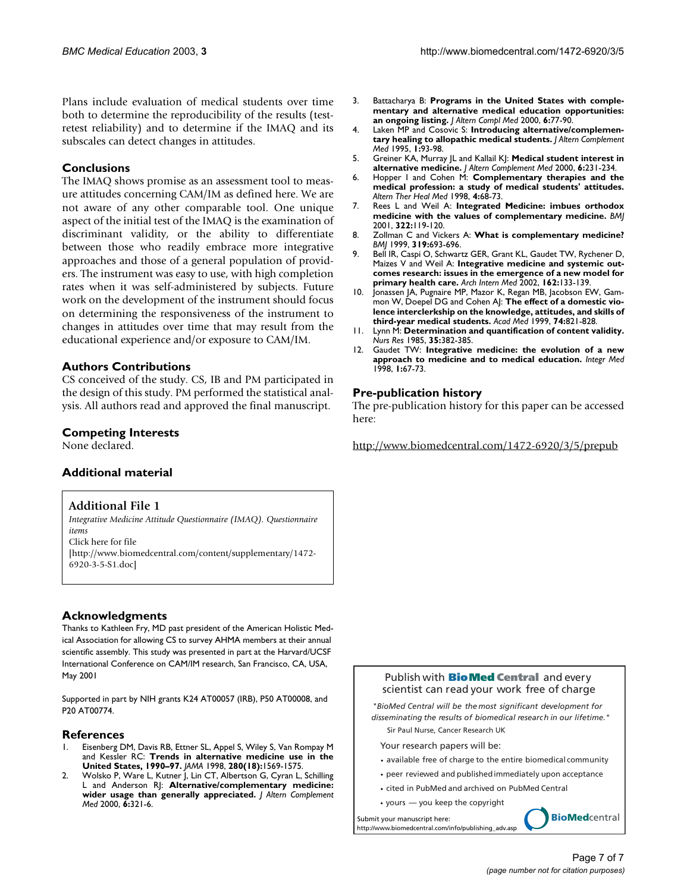Plans include evaluation of medical students over time both to determine the reproducibility of the results (test-retest reliability) and to determine if the IMAQ and its subscales can detect changes in attitudes.

## Conclusions

The IMAQ shows promise as an assessment tool to measure attitudes concerning CAM/IM as defined here. We are not aware of any other comparable tool. One unique aspect of the initial test of the IMAQ is the examination of discriminant validity, or the ability to differentiate between those who readily embrace more integrative approaches and those of a general population of providers. The instrument was easy to use, with high completion rates when it was self-administered by subjects. Future work on the development of the instrument should focus on determining the responsiveness of the instrument to changes in attitudes over time that may result from the educational experience and/or exposure to CAM/IM.

## Authors Contributions

CS conceived of the study. CS, IB and PM participated in the design of this study. PM performed the statistical analysis. All authors read and approved the final manuscript.

## Competing Interests

None declared.

## Additional material

**Additional File 1**
*Integrative Medicine Attitude Questionnaire (IMAQ). Questionnaire items*
Click here for file
[http://www.biomedcentral.com/content/supplementary/1472-6920-3-5-S1.doc]

## Acknowledgments

Thanks to Kathleen Fry, MD past president of the American Holistic Medical Association for allowing CS to survey AHMA members at their annual scientific assembly. This study was presented in part at the Harvard/UCSF International Conference on CAM/IM research, San Francisco, CA, USA, May 2001

Supported in part by NIH grants K24 AT00057 (IRB), P50 AT00008, and P20 AT00774.

## References

1. Eisenberg DM, Davis RB, Ettner SL, Appel S, Wiley S, Van Rompay M and Kessler RC: **Trends in alternative medicine use in the United States, 1990–97.** *JAMA* 1998, **280(18):**1569-1575.
2. Wolsko P, Ware L, Kutner J, Lin CT, Albertson G, Cyran L, Schilling L and Anderson RJ: **Alternative/complementary medicine: wider usage than generally appreciated.** *J Altern Complement Med* 2000, **6:**321-6.
3. Battacharya B: **Programs in the United States with complementary and alternative medical education opportunities: an ongoing listing.** *J Altern Compl Med* 2000, **6:**77-90.
4. Laken MP and Cosovic S: **Introducing alternative/complementary healing to allopathic medical students.** *J Altern Complement Med* 1995, **1:**93-98.
5. Greiner KA, Murray JL and Kallail KJ: **Medical student interest in alternative medicine.** *J Altern Complement Med* 2000, **6:**231-234.
6. Hopper I and Cohen M: **Complementary therapies and the medical profession: a study of medical students' attitudes.** *Altern Ther Heal Med* 1998, **4:**68-73.
7. Rees L and Weil A: **Integrated Medicine: imbues orthodox medicine with the values of complementary medicine.** *BMJ* 2001, **322:**119-120.
8. Zollman C and Vickers A: **What is complementary medicine?** *BMJ* 1999, **319:**693-696.
9. Bell IR, Caspi O, Schwartz GER, Grant KL, Gaudet TW, Rychener D, Maizes V and Weil A: **Integrative medicine and systemic outcomes research: issues in the emergence of a new model for primary health care.** *Arch Intern Med* 2002, **162:**133-139.
10. Jonassen JA, Pugnaire MP, Mazor K, Regan MB, Jacobson EW, Gammon W, Doepel DG and Cohen AJ: **The effect of a domestic violence interclerkship on the knowledge, attitudes, and skills of third-year medical students.** *Acad Med* 1999, **74:**821-828.
11. Lynn M: **Determination and quantification of content validity.** *Nurs Res* 1985, **35:**382-385.
12. Gaudet TW: **Integrative medicine: the evolution of a new approach to medicine and to medical education.** *Integr Med* 1998, **1:**67-73.

## Pre-publication history

The pre-publication history for this paper can be accessed here:

http://www.biomedcentral.com/1472-6920/3/5/prepub

Publish with **BioMed Central** and every scientist can read your work free of charge

*"BioMed Central will be the most significant development for disseminating the results of biomedical research in our lifetime."*
Sir Paul Nurse, Cancer Research UK

Your research papers will be:

- available free of charge to the entire biomedical community
- peer reviewed and published immediately upon acceptance
- cited in PubMed and archived on PubMed Central
- yours — you keep the copyright

Submit your manuscript here:
http://www.biomedcentral.com/info/publishing_adv.asp

BioMedcentral